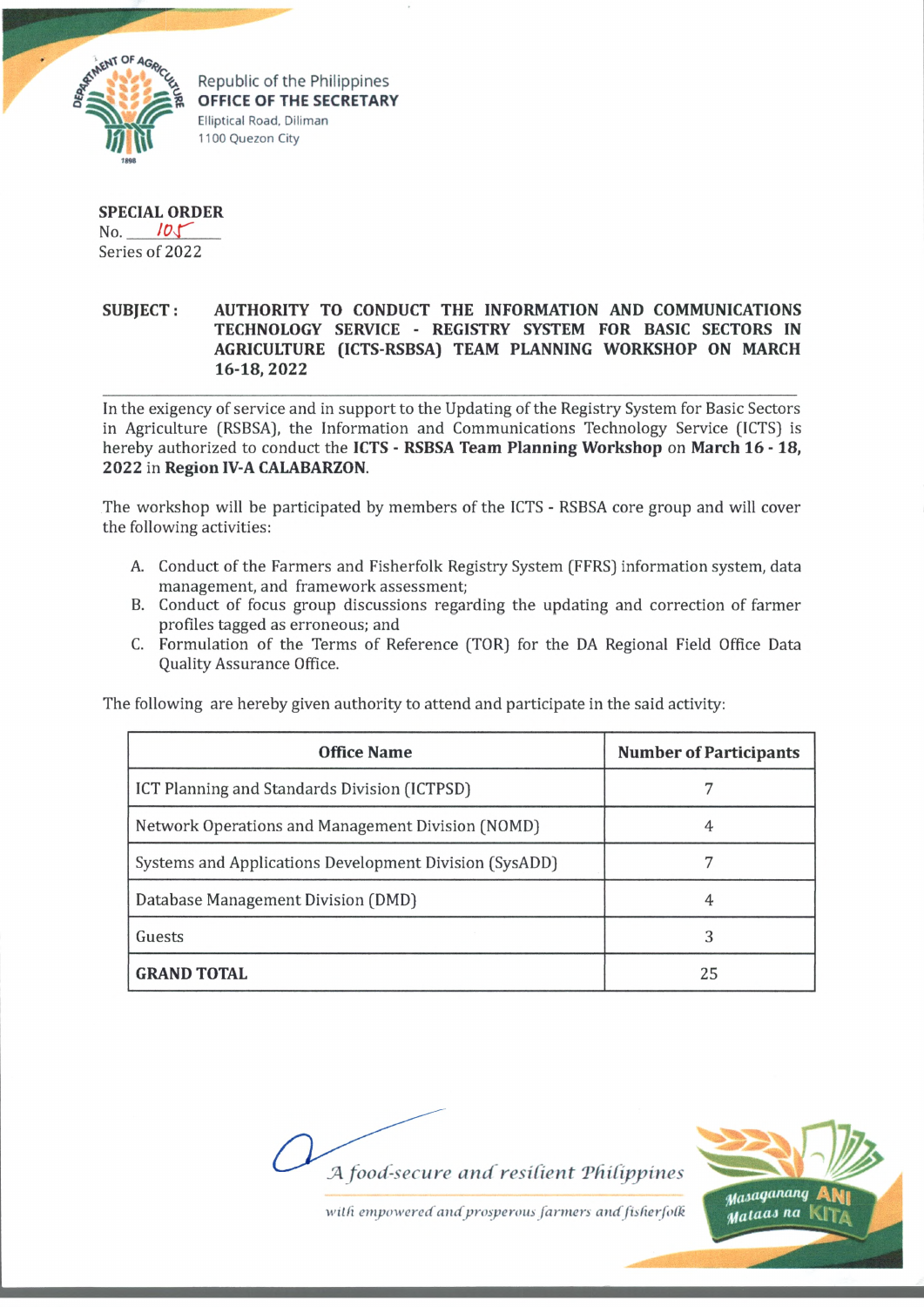Republic of the Philippines
**OFFICE OF THE SECRETARY**
Elliptical Road, Diliman
1100 Quezon City

**SPECIAL ORDER**
No. 105
Series of 2022

**SUBJECT : AUTHORITY TO CONDUCT THE INFORMATION AND COMMUNICATIONS TECHNOLOGY SERVICE - REGISTRY SYSTEM FOR BASIC SECTORS IN AGRICULTURE (ICTS-RSBSA) TEAM PLANNING WORKSHOP ON MARCH 16-18, 2022**

---

In the exigency of service and in support to the Updating of the Registry System for Basic Sectors in Agriculture (RSBSA), the Information and Communications Technology Service (ICTS) is hereby authorized to conduct the **ICTS - RSBSA Team Planning Workshop** on **March 16 - 18, 2022** in **Region IV-A CALABARZON**.

The workshop will be participated by members of the ICTS - RSBSA core group and will cover the following activities:

A. Conduct of the Farmers and Fisherfolk Registry System (FFRS) information system, data management, and framework assessment;
B. Conduct of focus group discussions regarding the updating and correction of farmer profiles tagged as erroneous; and
C. Formulation of the Terms of Reference (TOR) for the DA Regional Field Office Data Quality Assurance Office.

The following are hereby given authority to attend and participate in the said activity:

| Office Name | Number of Participants |
|---|---|
| ICT Planning and Standards Division (ICTPSD) | 7 |
| Network Operations and Management Division (NOMD) | 4 |
| Systems and Applications Development Division (SysADD) | 7 |
| Database Management Division (DMD) | 4 |
| Guests | 3 |
| **GRAND TOTAL** | 25 |

*A food-secure and resilient Philippines*
*with empowered and prosperous farmers and fisherfolk*

Masaganang ANI Mataas na KITA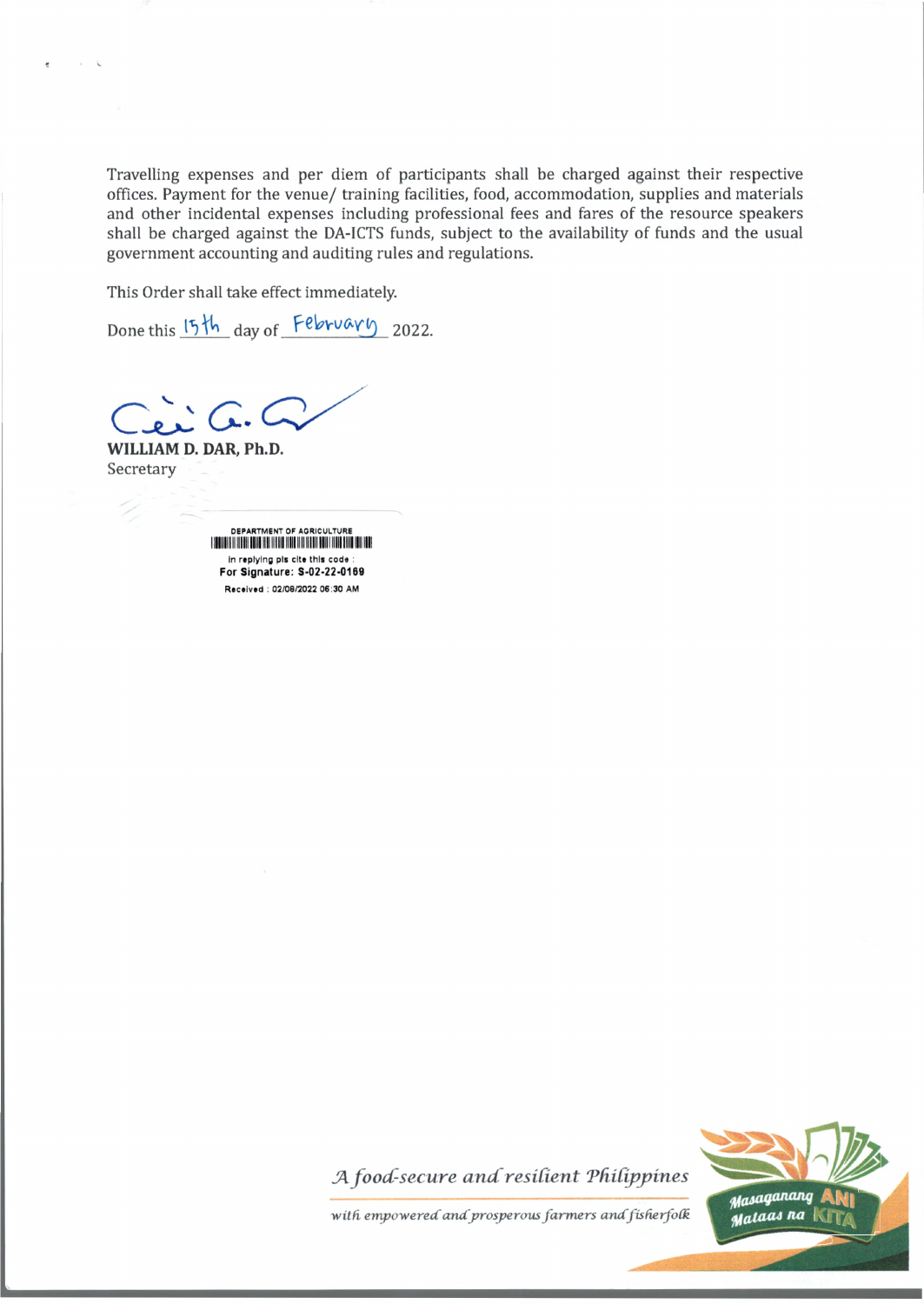Travelling expenses and per diem of participants shall be charged against their respective offices. Payment for the venue/ training facilities, food, accommodation, supplies and materials and other incidental expenses including professional fees and fares of the resource speakers shall be charged against the DA-ICTS funds, subject to the availability of funds and the usual government accounting and auditing rules and regulations.

This Order shall take effect immediately.

Done this 15th day of February 2022.

**WILLIAM D. DAR, Ph.D.**
Secretary

DEPARTMENT OF AGRICULTURE
In replying pls cite this code :
**For Signature: S-02-22-0169**
Received : 02/08/2022 06:30 AM